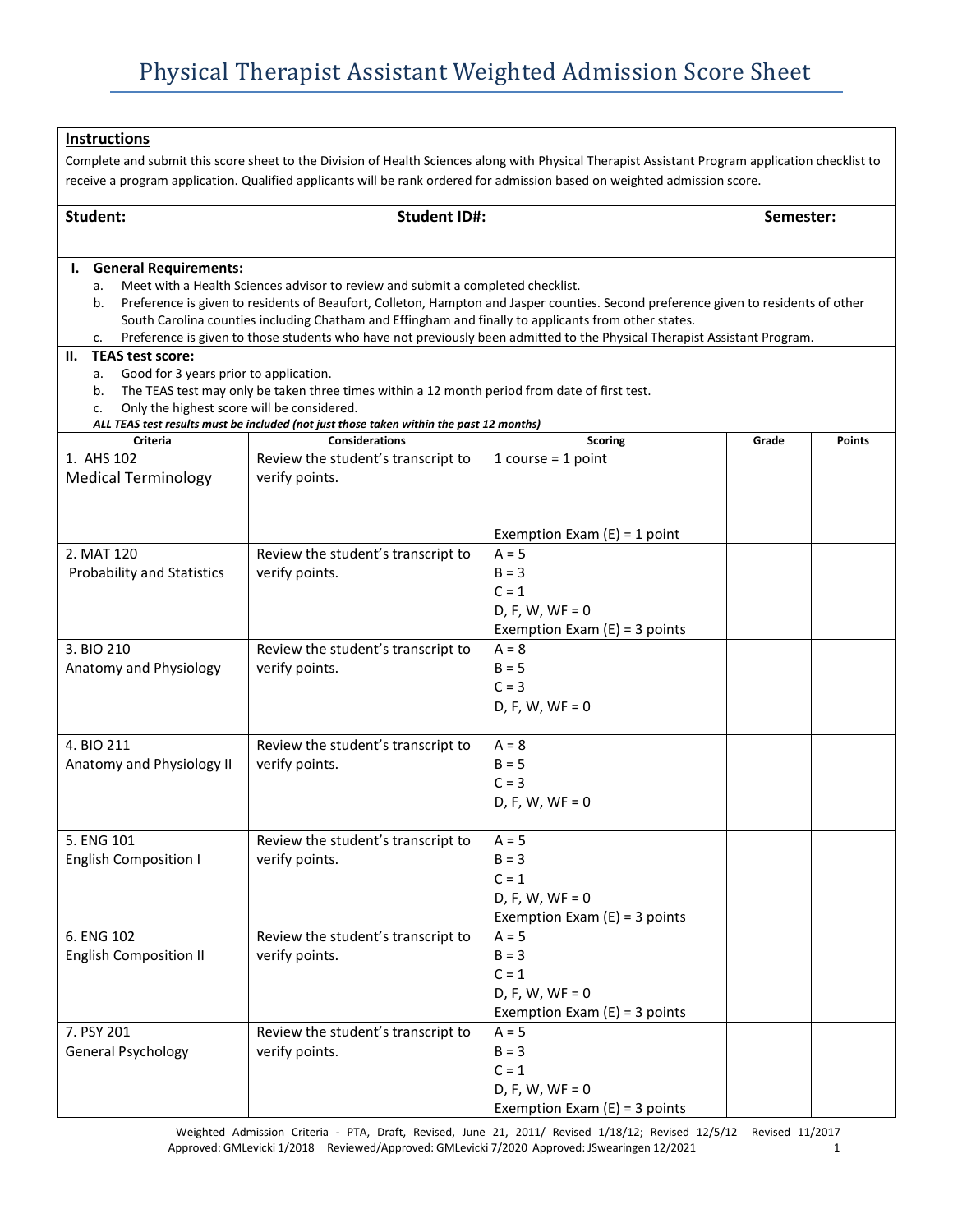# Physical Therapist Assistant Weighted Admission Score Sheet

**Instructions**

Complete and submit this score sheet to the Division of Health Sciences along with Physical Therapist Assistant Program application checklist to receive a program application. Qualified applicants will be rank ordered for admission based on weighted admission score.

**Student:** **Student ID#:** **Semester:**

**I. General Requirements:**

a. Meet with a Health Sciences advisor to review and submit a completed checklist.
b. Preference is given to residents of Beaufort, Colleton, Hampton and Jasper counties. Second preference given to residents of other South Carolina counties including Chatham and Effingham and finally to applicants from other states.
c. Preference is given to those students who have not previously been admitted to the Physical Therapist Assistant Program.

**II. TEAS test score:**

a. Good for 3 years prior to application.
b. The TEAS test may only be taken three times within a 12 month period from date of first test.
c. Only the highest score will be considered.

***ALL TEAS test results must be included (not just those taken within the past 12 months)***

| Criteria | Considerations | Scoring | Grade | Points |
|---|---|---|---|---|
| 1. AHS 102 Medical Terminology | Review the student's transcript to verify points. | 1 course = 1 point<br><br>Exemption Exam (E) = 1 point | | |
| 2. MAT 120 Probability and Statistics | Review the student's transcript to verify points. | A = 5<br>B = 3<br>C = 1<br>D, F, W, WF = 0<br>Exemption Exam (E) = 3 points | | |
| 3. BIO 210 Anatomy and Physiology | Review the student's transcript to verify points. | A = 8<br>B = 5<br>C = 3<br>D, F, W, WF = 0 | | |
| 4. BIO 211 Anatomy and Physiology II | Review the student's transcript to verify points. | A = 8<br>B = 5<br>C = 3<br>D, F, W, WF = 0 | | |
| 5. ENG 101 English Composition I | Review the student's transcript to verify points. | A = 5<br>B = 3<br>C = 1<br>D, F, W, WF = 0<br>Exemption Exam (E) = 3 points | | |
| 6. ENG 102 English Composition II | Review the student's transcript to verify points. | A = 5<br>B = 3<br>C = 1<br>D, F, W, WF = 0<br>Exemption Exam (E) = 3 points | | |
| 7. PSY 201 General Psychology | Review the student's transcript to verify points. | A = 5<br>B = 3<br>C = 1<br>D, F, W, WF = 0<br>Exemption Exam (E) = 3 points | | |

Weighted Admission Criteria - PTA, Draft, Revised, June 21, 2011/ Revised 1/18/12; Revised 12/5/12 Revised 11/2017
Approved: GMLevicki 1/2018 Reviewed/Approved: GMLevicki 7/2020 Approved: JSwearingen 12/2021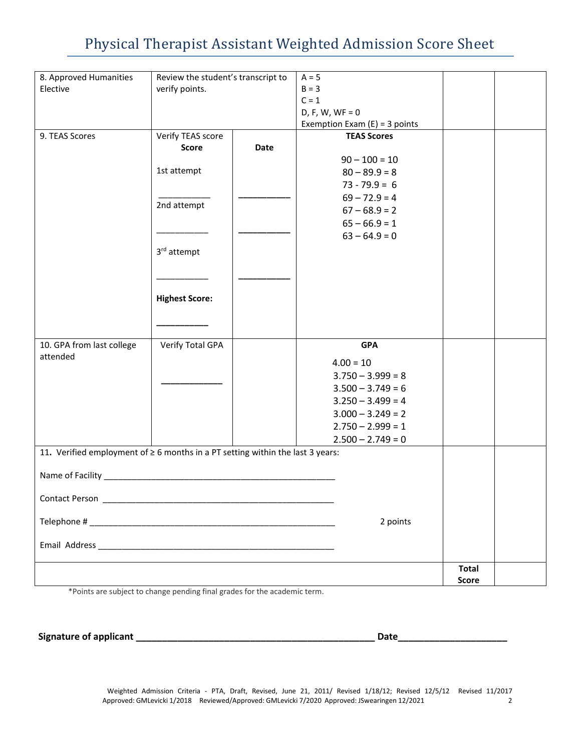# Physical Therapist Assistant Weighted Admission Score Sheet

| | | | | | |
|---|---|---|---|---|---|
| 8. Approved Humanities Elective | Review the student's transcript to verify points. | | A = 5<br>B = 3<br>C = 1<br>D, F, W, WF = 0<br>Exemption Exam (E) = 3 points | | |
| 9. TEAS Scores | Verify TEAS score<br>**Score**<br><br>1st attempt<br>___________<br>2nd attempt<br>___________<br>3rd attempt<br>___________<br><br>**Highest Score:**<br>___________ | **Date**<br><br>___________<br><br>___________<br><br>___________ | **TEAS Scores**<br><br>90 – 100 = 10<br>80 – 89.9 = 8<br>73 - 79.9 = 6<br>69 – 72.9 = 4<br>67 – 68.9 = 2<br>65 – 66.9 = 1<br>63 – 64.9 = 0 | | |
| 10. GPA from last college attended | Verify Total GPA<br><br>___________ | | **GPA**<br><br>4.00 = 10<br>3.750 – 3.999 = 8<br>3.500 – 3.749 = 6<br>3.250 – 3.499 = 4<br>3.000 – 3.249 = 2<br>2.750 – 2.999 = 1<br>2.500 – 2.749 = 0 | | |
| 11. Verified employment of ≥ 6 months in a PT setting within the last 3 years:<br><br>Name of Facility ___________<br><br>Contact Person ___________<br><br>Telephone # ___________<br><br>Email Address ___________ | | | 2 points | | |
| | | | | **Total Score** | |

*Points are subject to change pending final grades for the academic term.

**Signature of applicant ______________________________________________ Date____________________**

Weighted Admission Criteria - PTA, Draft, Revised, June 21, 2011/ Revised 1/18/12; Revised 12/5/12 Revised 11/2017
Approved: GMLevicki 1/2018 Reviewed/Approved: GMLevicki 7/2020 Approved: JSwearingen 12/2021